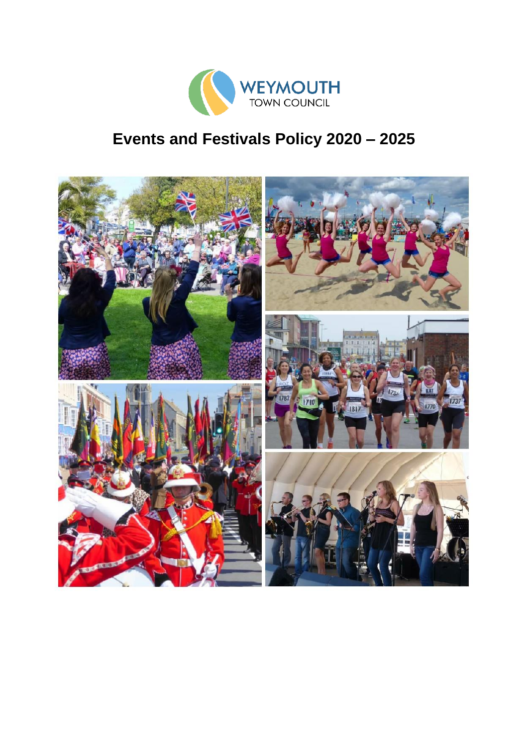WEYMOUTH
TOWN COUNCIL

# Events and Festivals Policy 2020 – 2025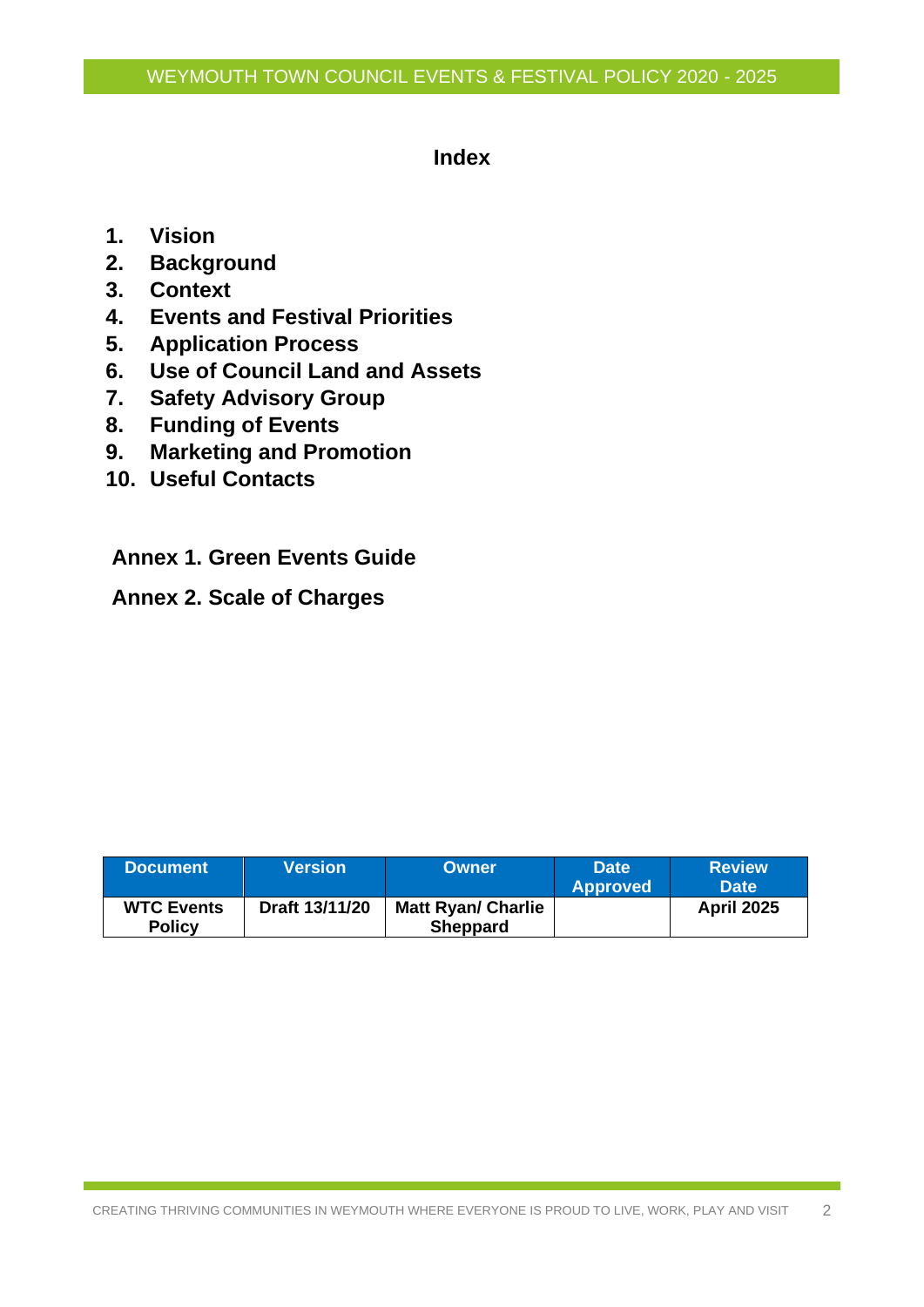# Index

1. **Vision**
2. **Background**
3. **Context**
4. **Events and Festival Priorities**
5. **Application Process**
6. **Use of Council Land and Assets**
7. **Safety Advisory Group**
8. **Funding of Events**
9. **Marketing and Promotion**
10. **Useful Contacts**

**Annex 1. Green Events Guide**

**Annex 2. Scale of Charges**

| Document | Version | Owner | Date Approved | Review Date |
|---|---|---|---|---|
| **WTC Events Policy** | **Draft 13/11/20** | **Matt Ryan/ Charlie Sheppard** | | **April 2025** |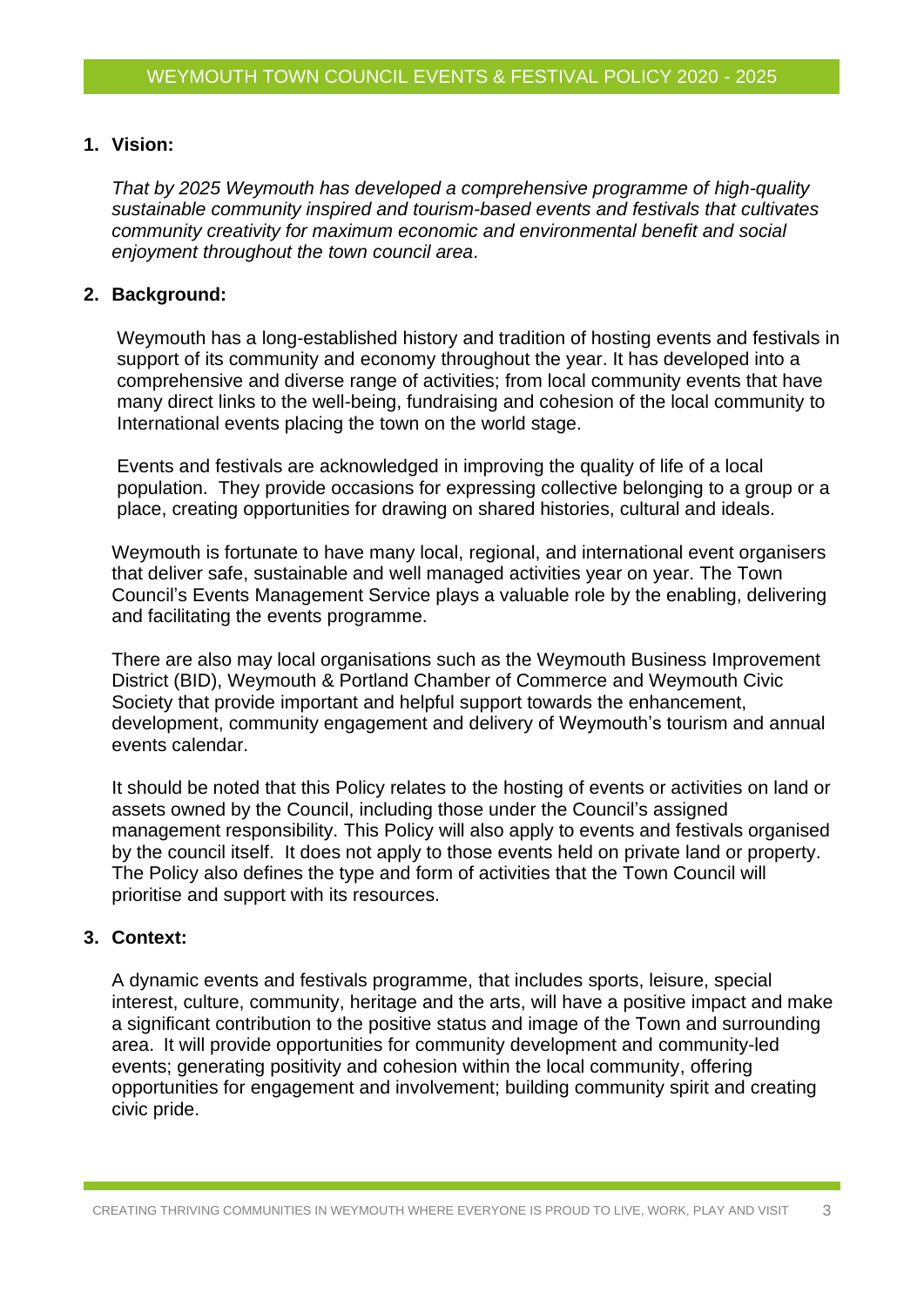# WEYMOUTH TOWN COUNCIL EVENTS & FESTIVAL POLICY 2020 - 2025

## 1. Vision:

*That by 2025 Weymouth has developed a comprehensive programme of high-quality sustainable community inspired and tourism-based events and festivals that cultivates community creativity for maximum economic and environmental benefit and social enjoyment throughout the town council area*.

## 2. Background:

Weymouth has a long-established history and tradition of hosting events and festivals in support of its community and economy throughout the year. It has developed into a comprehensive and diverse range of activities; from local community events that have many direct links to the well-being, fundraising and cohesion of the local community to International events placing the town on the world stage.

Events and festivals are acknowledged in improving the quality of life of a local population. They provide occasions for expressing collective belonging to a group or a place, creating opportunities for drawing on shared histories, cultural and ideals.

Weymouth is fortunate to have many local, regional, and international event organisers that deliver safe, sustainable and well managed activities year on year. The Town Council's Events Management Service plays a valuable role by the enabling, delivering and facilitating the events programme.

There are also may local organisations such as the Weymouth Business Improvement District (BID), Weymouth & Portland Chamber of Commerce and Weymouth Civic Society that provide important and helpful support towards the enhancement, development, community engagement and delivery of Weymouth's tourism and annual events calendar.

It should be noted that this Policy relates to the hosting of events or activities on land or assets owned by the Council, including those under the Council's assigned management responsibility. This Policy will also apply to events and festivals organised by the council itself. It does not apply to those events held on private land or property. The Policy also defines the type and form of activities that the Town Council will prioritise and support with its resources.

## 3. Context:

A dynamic events and festivals programme, that includes sports, leisure, special interest, culture, community, heritage and the arts, will have a positive impact and make a significant contribution to the positive status and image of the Town and surrounding area. It will provide opportunities for community development and community-led events; generating positivity and cohesion within the local community, offering opportunities for engagement and involvement; building community spirit and creating civic pride.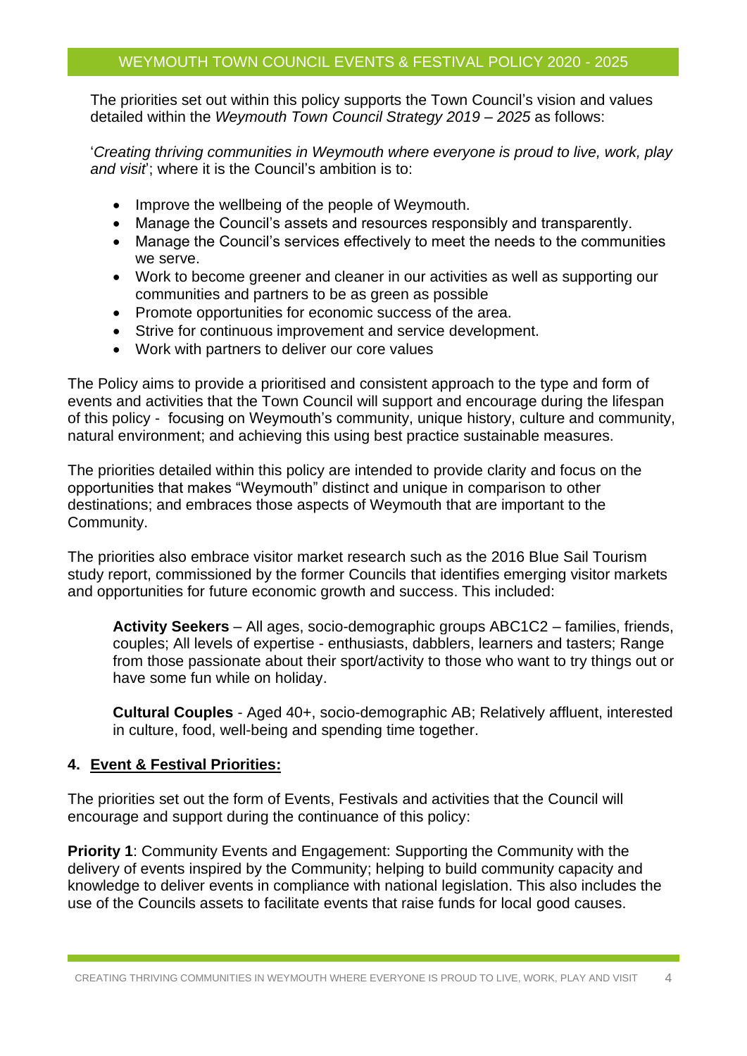The priorities set out within this policy supports the Town Council's vision and values detailed within the *Weymouth Town Council Strategy 2019 – 2025* as follows:

'*Creating thriving communities in Weymouth where everyone is proud to live, work, play and visit*'; where it is the Council's ambition is to:

- Improve the wellbeing of the people of Weymouth.
- Manage the Council's assets and resources responsibly and transparently.
- Manage the Council's services effectively to meet the needs to the communities we serve.
- Work to become greener and cleaner in our activities as well as supporting our communities and partners to be as green as possible
- Promote opportunities for economic success of the area.
- Strive for continuous improvement and service development.
- Work with partners to deliver our core values

The Policy aims to provide a prioritised and consistent approach to the type and form of events and activities that the Town Council will support and encourage during the lifespan of this policy - focusing on Weymouth's community, unique history, culture and community, natural environment; and achieving this using best practice sustainable measures.

The priorities detailed within this policy are intended to provide clarity and focus on the opportunities that makes "Weymouth" distinct and unique in comparison to other destinations; and embraces those aspects of Weymouth that are important to the Community.

The priorities also embrace visitor market research such as the 2016 Blue Sail Tourism study report, commissioned by the former Councils that identifies emerging visitor markets and opportunities for future economic growth and success. This included:

> **Activity Seekers** – All ages, socio-demographic groups ABC1C2 – families, friends, couples; All levels of expertise - enthusiasts, dabblers, learners and tasters; Range from those passionate about their sport/activity to those who want to try things out or have some fun while on holiday.
>
> **Cultural Couples** - Aged 40+, socio-demographic AB; Relatively affluent, interested in culture, food, well-being and spending time together.

## 4. Event & Festival Priorities:

The priorities set out the form of Events, Festivals and activities that the Council will encourage and support during the continuance of this policy:

**Priority 1**: Community Events and Engagement: Supporting the Community with the delivery of events inspired by the Community; helping to build community capacity and knowledge to deliver events in compliance with national legislation. This also includes the use of the Councils assets to facilitate events that raise funds for local good causes.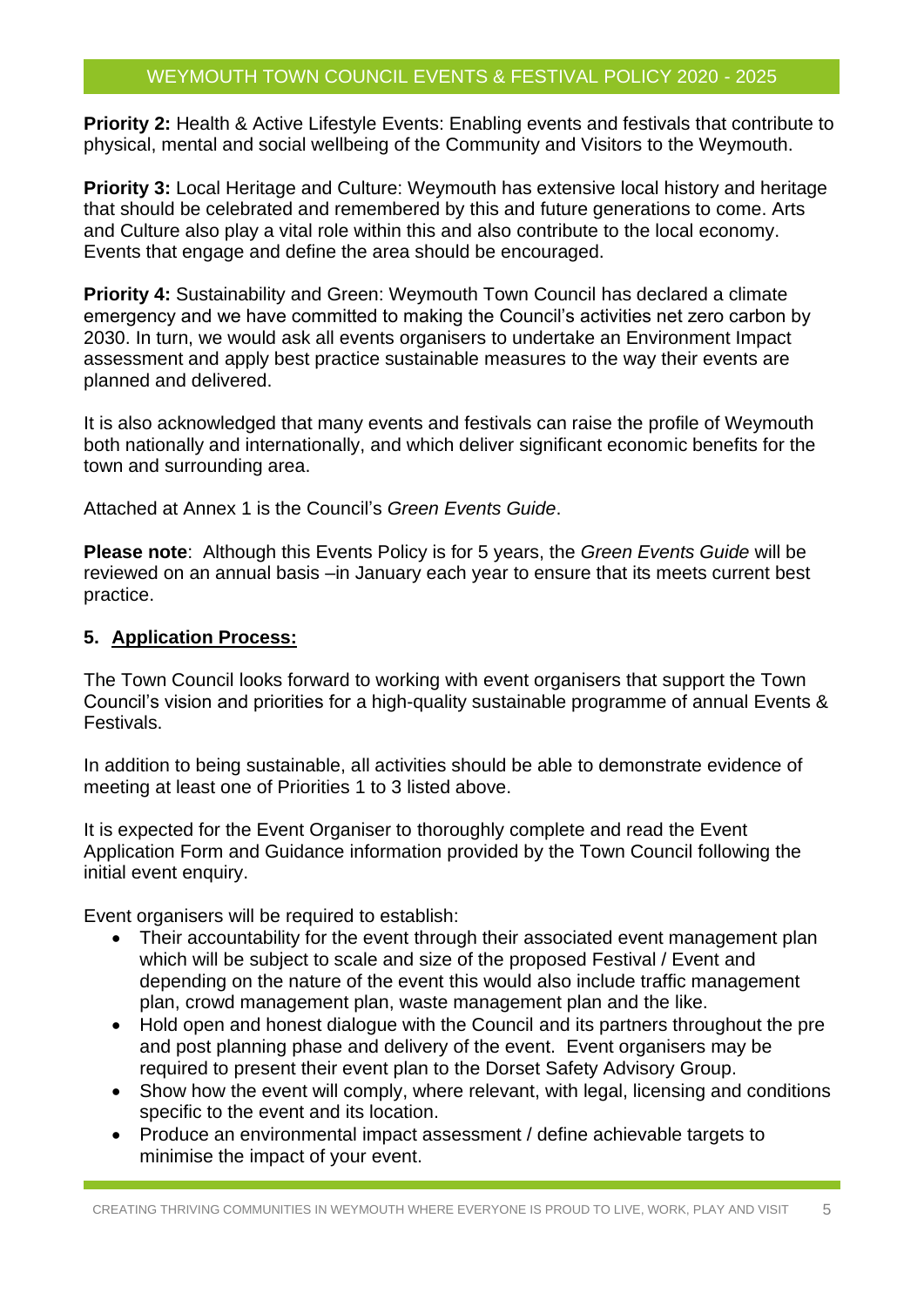**Priority 2:** Health & Active Lifestyle Events: Enabling events and festivals that contribute to physical, mental and social wellbeing of the Community and Visitors to the Weymouth.

**Priority 3:** Local Heritage and Culture: Weymouth has extensive local history and heritage that should be celebrated and remembered by this and future generations to come. Arts and Culture also play a vital role within this and also contribute to the local economy. Events that engage and define the area should be encouraged.

**Priority 4:** Sustainability and Green: Weymouth Town Council has declared a climate emergency and we have committed to making the Council's activities net zero carbon by 2030. In turn, we would ask all events organisers to undertake an Environment Impact assessment and apply best practice sustainable measures to the way their events are planned and delivered.

It is also acknowledged that many events and festivals can raise the profile of Weymouth both nationally and internationally, and which deliver significant economic benefits for the town and surrounding area.

Attached at Annex 1 is the Council's *Green Events Guide*.

**Please note**: Although this Events Policy is for 5 years, the *Green Events Guide* will be reviewed on an annual basis –in January each year to ensure that its meets current best practice.

## 5. Application Process:

The Town Council looks forward to working with event organisers that support the Town Council's vision and priorities for a high-quality sustainable programme of annual Events & Festivals.

In addition to being sustainable, all activities should be able to demonstrate evidence of meeting at least one of Priorities 1 to 3 listed above.

It is expected for the Event Organiser to thoroughly complete and read the Event Application Form and Guidance information provided by the Town Council following the initial event enquiry.

Event organisers will be required to establish:

- Their accountability for the event through their associated event management plan which will be subject to scale and size of the proposed Festival / Event and depending on the nature of the event this would also include traffic management plan, crowd management plan, waste management plan and the like.
- Hold open and honest dialogue with the Council and its partners throughout the pre and post planning phase and delivery of the event. Event organisers may be required to present their event plan to the Dorset Safety Advisory Group.
- Show how the event will comply, where relevant, with legal, licensing and conditions specific to the event and its location.
- Produce an environmental impact assessment / define achievable targets to minimise the impact of your event.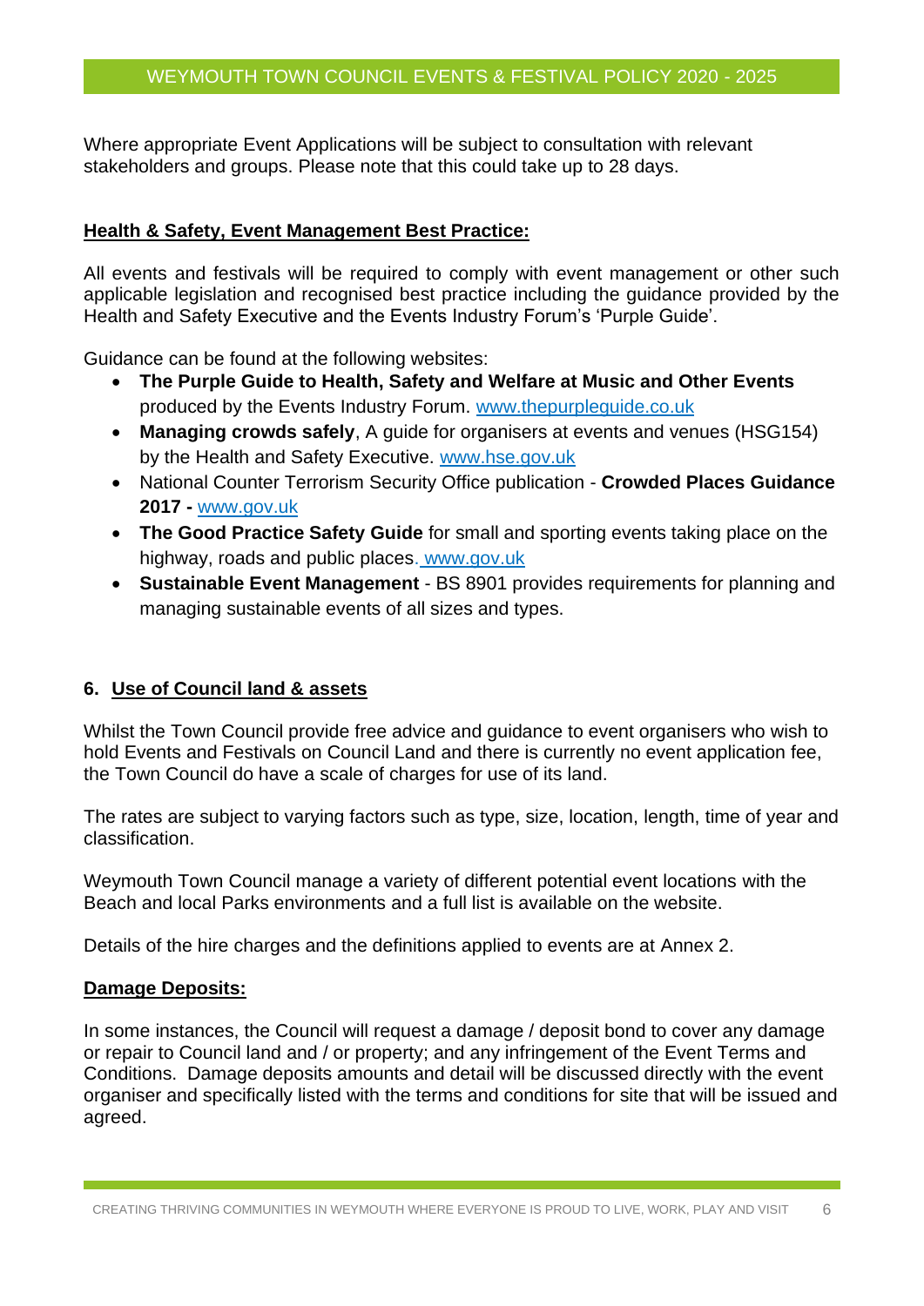Where appropriate Event Applications will be subject to consultation with relevant stakeholders and groups. Please note that this could take up to 28 days.

**Health & Safety, Event Management Best Practice:**

All events and festivals will be required to comply with event management or other such applicable legislation and recognised best practice including the guidance provided by the Health and Safety Executive and the Events Industry Forum's 'Purple Guide'.

Guidance can be found at the following websites:

- **The Purple Guide to Health, Safety and Welfare at Music and Other Events** produced by the Events Industry Forum. www.thepurpleguide.co.uk
- **Managing crowds safely**, A guide for organisers at events and venues (HSG154) by the Health and Safety Executive. www.hse.gov.uk
- National Counter Terrorism Security Office publication - **Crowded Places Guidance 2017 -** www.gov.uk
- **The Good Practice Safety Guide** for small and sporting events taking place on the highway, roads and public places. www.gov.uk
- **Sustainable Event Management** - BS 8901 provides requirements for planning and managing sustainable events of all sizes and types.

## 6. Use of Council land & assets

Whilst the Town Council provide free advice and guidance to event organisers who wish to hold Events and Festivals on Council Land and there is currently no event application fee, the Town Council do have a scale of charges for use of its land.

The rates are subject to varying factors such as type, size, location, length, time of year and classification.

Weymouth Town Council manage a variety of different potential event locations with the Beach and local Parks environments and a full list is available on the website.

Details of the hire charges and the definitions applied to events are at Annex 2.

**Damage Deposits:**

In some instances, the Council will request a damage / deposit bond to cover any damage or repair to Council land and / or property; and any infringement of the Event Terms and Conditions. Damage deposits amounts and detail will be discussed directly with the event organiser and specifically listed with the terms and conditions for site that will be issued and agreed.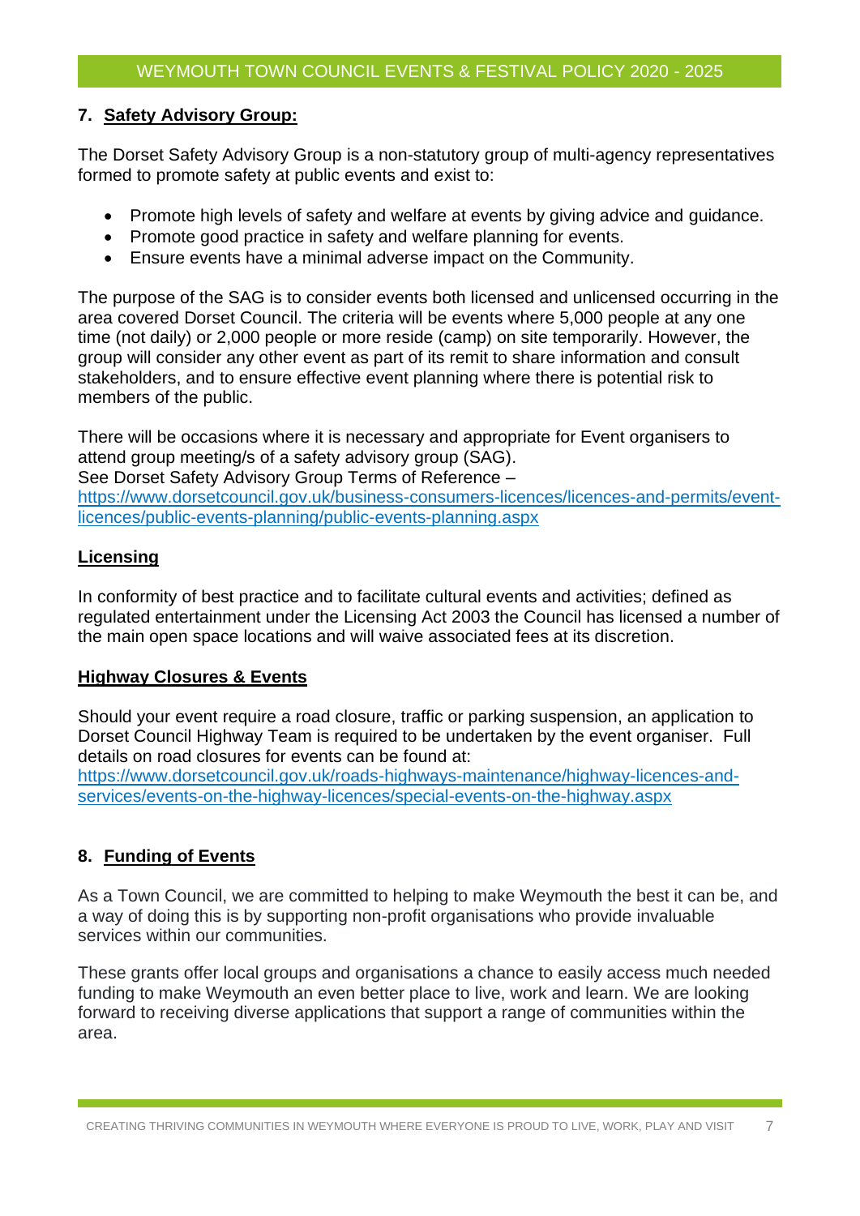## 7. Safety Advisory Group:

The Dorset Safety Advisory Group is a non-statutory group of multi-agency representatives formed to promote safety at public events and exist to:

- Promote high levels of safety and welfare at events by giving advice and guidance.
- Promote good practice in safety and welfare planning for events.
- Ensure events have a minimal adverse impact on the Community.

The purpose of the SAG is to consider events both licensed and unlicensed occurring in the area covered Dorset Council. The criteria will be events where 5,000 people at any one time (not daily) or 2,000 people or more reside (camp) on site temporarily. However, the group will consider any other event as part of its remit to share information and consult stakeholders, and to ensure effective event planning where there is potential risk to members of the public.

There will be occasions where it is necessary and appropriate for Event organisers to attend group meeting/s of a safety advisory group (SAG).
See Dorset Safety Advisory Group Terms of Reference –
[https://www.dorsetcouncil.gov.uk/business-consumers-licences/licences-and-permits/event-licences/public-events-planning/public-events-planning.aspx](https://www.dorsetcouncil.gov.uk/business-consumers-licences/licences-and-permits/event-licences/public-events-planning/public-events-planning.aspx)

### Licensing

In conformity of best practice and to facilitate cultural events and activities; defined as regulated entertainment under the Licensing Act 2003 the Council has licensed a number of the main open space locations and will waive associated fees at its discretion.

### Highway Closures & Events

Should your event require a road closure, traffic or parking suspension, an application to Dorset Council Highway Team is required to be undertaken by the event organiser. Full details on road closures for events can be found at:
[https://www.dorsetcouncil.gov.uk/roads-highways-maintenance/highway-licences-and-services/events-on-the-highway-licences/special-events-on-the-highway.aspx](https://www.dorsetcouncil.gov.uk/roads-highways-maintenance/highway-licences-and-services/events-on-the-highway-licences/special-events-on-the-highway.aspx)

## 8. Funding of Events

As a Town Council, we are committed to helping to make Weymouth the best it can be, and a way of doing this is by supporting non-profit organisations who provide invaluable services within our communities.

These grants offer local groups and organisations a chance to easily access much needed funding to make Weymouth an even better place to live, work and learn. We are looking forward to receiving diverse applications that support a range of communities within the area.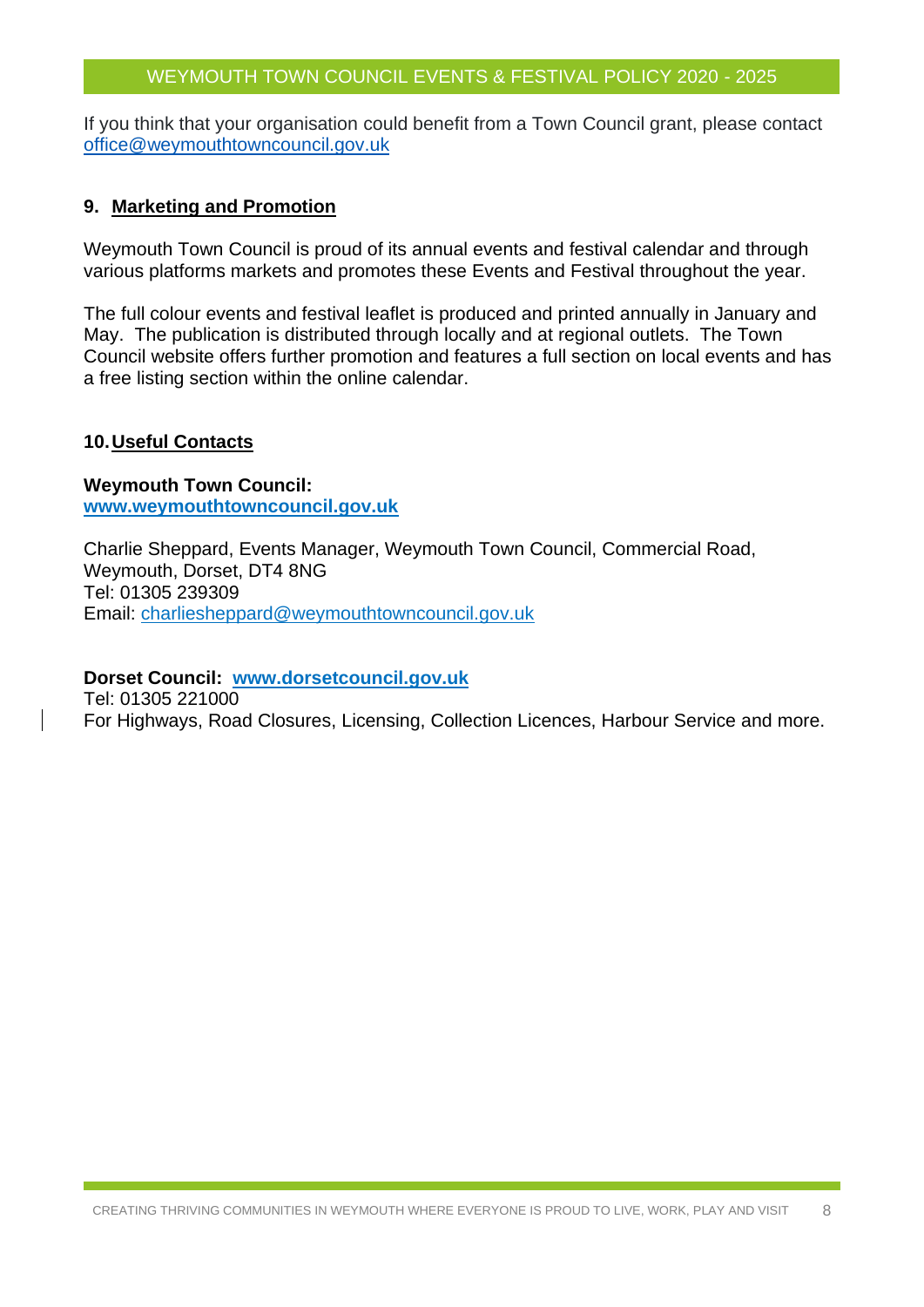If you think that your organisation could benefit from a Town Council grant, please contact office@weymouthtowncouncil.gov.uk

## 9. Marketing and Promotion

Weymouth Town Council is proud of its annual events and festival calendar and through various platforms markets and promotes these Events and Festival throughout the year.

The full colour events and festival leaflet is produced and printed annually in January and May. The publication is distributed through locally and at regional outlets. The Town Council website offers further promotion and features a full section on local events and has a free listing section within the online calendar.

## 10. Useful Contacts

**Weymouth Town Council:**
**www.weymouthtowncouncil.gov.uk**

Charlie Sheppard, Events Manager, Weymouth Town Council, Commercial Road, Weymouth, Dorset, DT4 8NG
Tel: 01305 239309
Email: charliesheppard@weymouthtowncouncil.gov.uk

**Dorset Council: www.dorsetcouncil.gov.uk**
Tel: 01305 221000
For Highways, Road Closures, Licensing, Collection Licences, Harbour Service and more.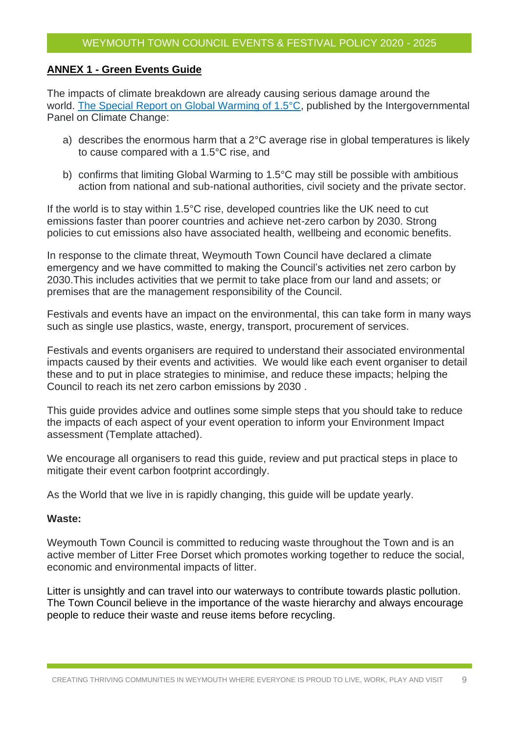## ANNEX 1 - Green Events Guide

The impacts of climate breakdown are already causing serious damage around the world. [The Special Report on Global Warming of 1.5°C](), published by the Intergovernmental Panel on Climate Change:

a) describes the enormous harm that a 2°C average rise in global temperatures is likely to cause compared with a 1.5°C rise, and

b) confirms that limiting Global Warming to 1.5°C may still be possible with ambitious action from national and sub-national authorities, civil society and the private sector.

If the world is to stay within 1.5°C rise, developed countries like the UK need to cut emissions faster than poorer countries and achieve net-zero carbon by 2030. Strong policies to cut emissions also have associated health, wellbeing and economic benefits.

In response to the climate threat, Weymouth Town Council have declared a climate emergency and we have committed to making the Council's activities net zero carbon by 2030.This includes activities that we permit to take place from our land and assets; or premises that are the management responsibility of the Council.

Festivals and events have an impact on the environmental, this can take form in many ways such as single use plastics, waste, energy, transport, procurement of services.

Festivals and events organisers are required to understand their associated environmental impacts caused by their events and activities. We would like each event organiser to detail these and to put in place strategies to minimise, and reduce these impacts; helping the Council to reach its net zero carbon emissions by 2030 .

This guide provides advice and outlines some simple steps that you should take to reduce the impacts of each aspect of your event operation to inform your Environment Impact assessment (Template attached).

We encourage all organisers to read this guide, review and put practical steps in place to mitigate their event carbon footprint accordingly.

As the World that we live in is rapidly changing, this guide will be update yearly.

**Waste:**

Weymouth Town Council is committed to reducing waste throughout the Town and is an active member of Litter Free Dorset which promotes working together to reduce the social, economic and environmental impacts of litter.

Litter is unsightly and can travel into our waterways to contribute towards plastic pollution. The Town Council believe in the importance of the waste hierarchy and always encourage people to reduce their waste and reuse items before recycling.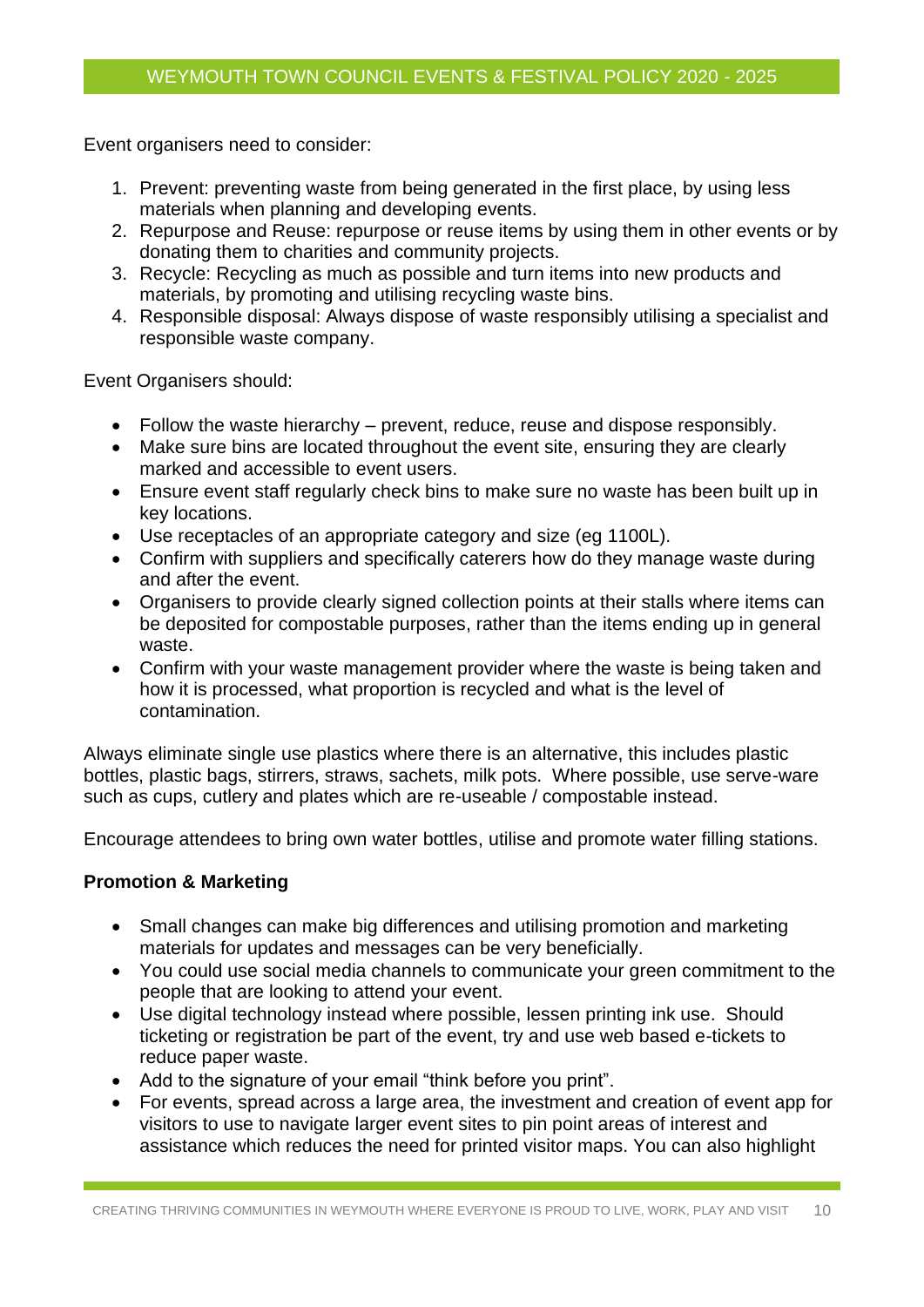Event organisers need to consider:

1. Prevent: preventing waste from being generated in the first place, by using less materials when planning and developing events.
2. Repurpose and Reuse: repurpose or reuse items by using them in other events or by donating them to charities and community projects.
3. Recycle: Recycling as much as possible and turn items into new products and materials, by promoting and utilising recycling waste bins.
4. Responsible disposal: Always dispose of waste responsibly utilising a specialist and responsible waste company.

Event Organisers should:

- Follow the waste hierarchy – prevent, reduce, reuse and dispose responsibly.
- Make sure bins are located throughout the event site, ensuring they are clearly marked and accessible to event users.
- Ensure event staff regularly check bins to make sure no waste has been built up in key locations.
- Use receptacles of an appropriate category and size (eg 1100L).
- Confirm with suppliers and specifically caterers how do they manage waste during and after the event.
- Organisers to provide clearly signed collection points at their stalls where items can be deposited for compostable purposes, rather than the items ending up in general waste.
- Confirm with your waste management provider where the waste is being taken and how it is processed, what proportion is recycled and what is the level of contamination.

Always eliminate single use plastics where there is an alternative, this includes plastic bottles, plastic bags, stirrers, straws, sachets, milk pots. Where possible, use serve-ware such as cups, cutlery and plates which are re-useable / compostable instead.

Encourage attendees to bring own water bottles, utilise and promote water filling stations.

**Promotion & Marketing**

- Small changes can make big differences and utilising promotion and marketing materials for updates and messages can be very beneficially.
- You could use social media channels to communicate your green commitment to the people that are looking to attend your event.
- Use digital technology instead where possible, lessen printing ink use. Should ticketing or registration be part of the event, try and use web based e-tickets to reduce paper waste.
- Add to the signature of your email "think before you print".
- For events, spread across a large area, the investment and creation of event app for visitors to use to navigate larger event sites to pin point areas of interest and assistance which reduces the need for printed visitor maps. You can also highlight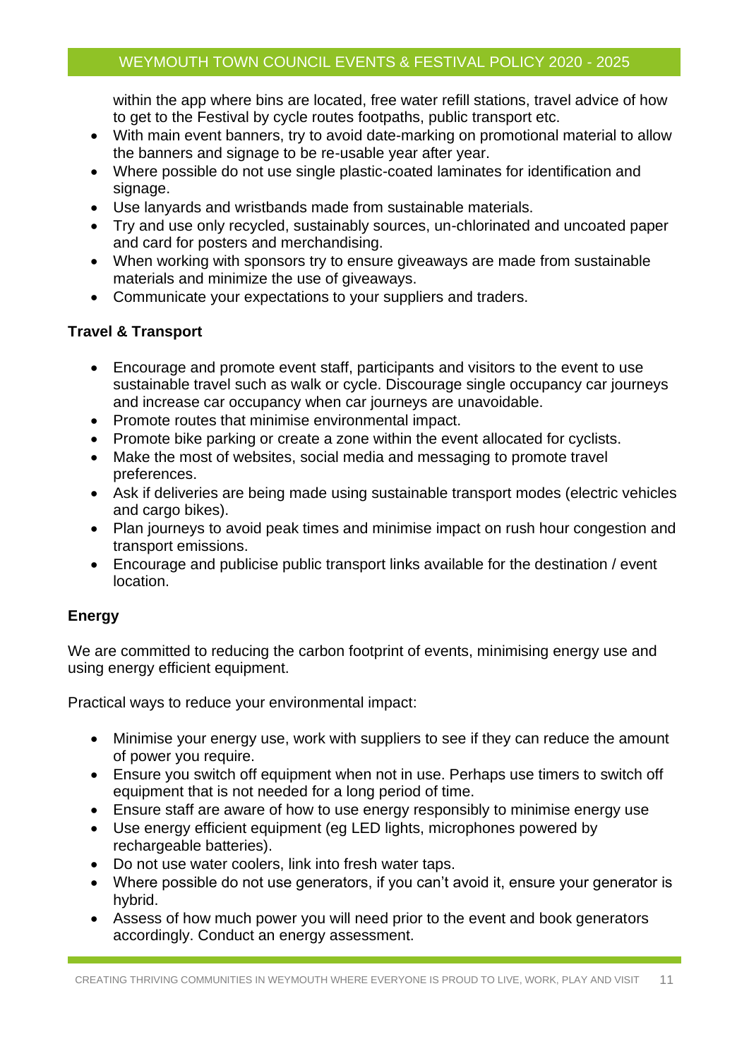within the app where bins are located, free water refill stations, travel advice of how to get to the Festival by cycle routes footpaths, public transport etc.

- With main event banners, try to avoid date-marking on promotional material to allow the banners and signage to be re-usable year after year.
- Where possible do not use single plastic-coated laminates for identification and signage.
- Use lanyards and wristbands made from sustainable materials.
- Try and use only recycled, sustainably sources, un-chlorinated and uncoated paper and card for posters and merchandising.
- When working with sponsors try to ensure giveaways are made from sustainable materials and minimize the use of giveaways.
- Communicate your expectations to your suppliers and traders.

**Travel & Transport**

- Encourage and promote event staff, participants and visitors to the event to use sustainable travel such as walk or cycle. Discourage single occupancy car journeys and increase car occupancy when car journeys are unavoidable.
- Promote routes that minimise environmental impact.
- Promote bike parking or create a zone within the event allocated for cyclists.
- Make the most of websites, social media and messaging to promote travel preferences.
- Ask if deliveries are being made using sustainable transport modes (electric vehicles and cargo bikes).
- Plan journeys to avoid peak times and minimise impact on rush hour congestion and transport emissions.
- Encourage and publicise public transport links available for the destination / event location.

**Energy**

We are committed to reducing the carbon footprint of events, minimising energy use and using energy efficient equipment.

Practical ways to reduce your environmental impact:

- Minimise your energy use, work with suppliers to see if they can reduce the amount of power you require.
- Ensure you switch off equipment when not in use. Perhaps use timers to switch off equipment that is not needed for a long period of time.
- Ensure staff are aware of how to use energy responsibly to minimise energy use
- Use energy efficient equipment (eg LED lights, microphones powered by rechargeable batteries).
- Do not use water coolers, link into fresh water taps.
- Where possible do not use generators, if you can't avoid it, ensure your generator is hybrid.
- Assess of how much power you will need prior to the event and book generators accordingly. Conduct an energy assessment.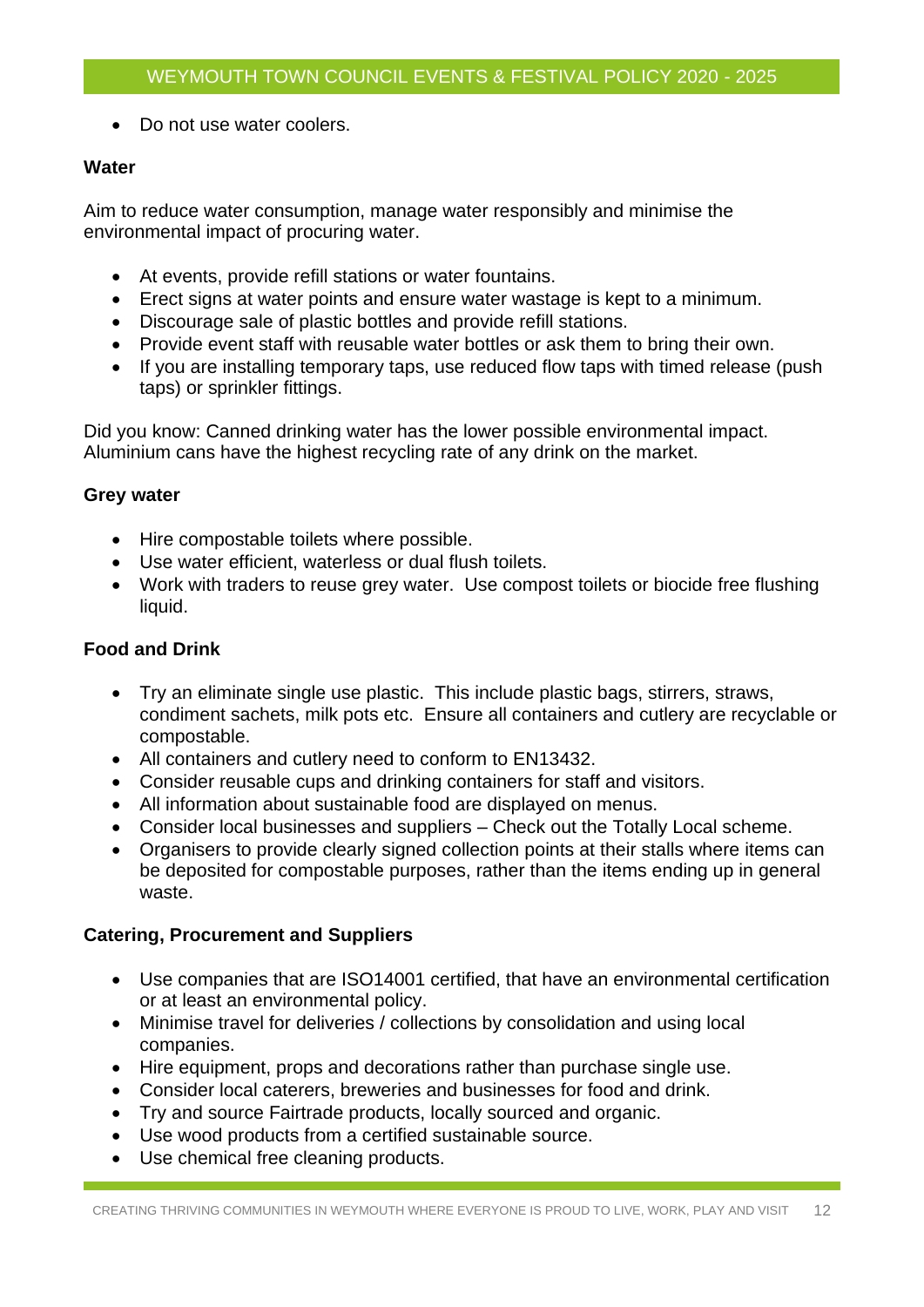- Do not use water coolers.

**Water**

Aim to reduce water consumption, manage water responsibly and minimise the environmental impact of procuring water.

- At events, provide refill stations or water fountains.
- Erect signs at water points and ensure water wastage is kept to a minimum.
- Discourage sale of plastic bottles and provide refill stations.
- Provide event staff with reusable water bottles or ask them to bring their own.
- If you are installing temporary taps, use reduced flow taps with timed release (push taps) or sprinkler fittings.

Did you know: Canned drinking water has the lower possible environmental impact. Aluminium cans have the highest recycling rate of any drink on the market.

**Grey water**

- Hire compostable toilets where possible.
- Use water efficient, waterless or dual flush toilets.
- Work with traders to reuse grey water. Use compost toilets or biocide free flushing liquid.

**Food and Drink**

- Try an eliminate single use plastic. This include plastic bags, stirrers, straws, condiment sachets, milk pots etc. Ensure all containers and cutlery are recyclable or compostable.
- All containers and cutlery need to conform to EN13432.
- Consider reusable cups and drinking containers for staff and visitors.
- All information about sustainable food are displayed on menus.
- Consider local businesses and suppliers – Check out the Totally Local scheme.
- Organisers to provide clearly signed collection points at their stalls where items can be deposited for compostable purposes, rather than the items ending up in general waste.

**Catering, Procurement and Suppliers**

- Use companies that are ISO14001 certified, that have an environmental certification or at least an environmental policy.
- Minimise travel for deliveries / collections by consolidation and using local companies.
- Hire equipment, props and decorations rather than purchase single use.
- Consider local caterers, breweries and businesses for food and drink.
- Try and source Fairtrade products, locally sourced and organic.
- Use wood products from a certified sustainable source.
- Use chemical free cleaning products.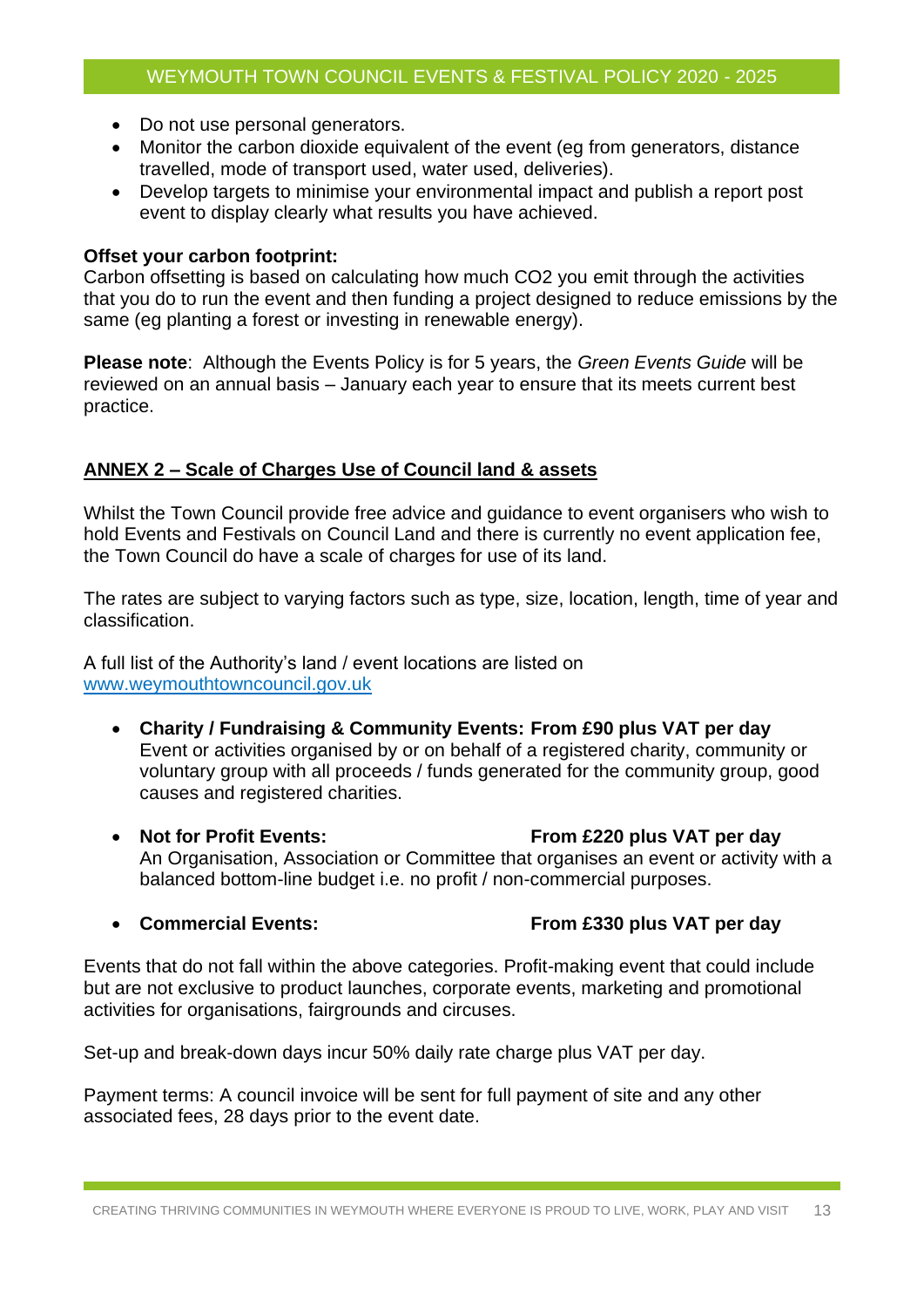- Do not use personal generators.
- Monitor the carbon dioxide equivalent of the event (eg from generators, distance travelled, mode of transport used, water used, deliveries).
- Develop targets to minimise your environmental impact and publish a report post event to display clearly what results you have achieved.

**Offset your carbon footprint:**
Carbon offsetting is based on calculating how much CO2 you emit through the activities that you do to run the event and then funding a project designed to reduce emissions by the same (eg planting a forest or investing in renewable energy).

**Please note**: Although the Events Policy is for 5 years, the *Green Events Guide* will be reviewed on an annual basis – January each year to ensure that its meets current best practice.

## ANNEX 2 – Scale of Charges Use of Council land & assets

Whilst the Town Council provide free advice and guidance to event organisers who wish to hold Events and Festivals on Council Land and there is currently no event application fee, the Town Council do have a scale of charges for use of its land.

The rates are subject to varying factors such as type, size, location, length, time of year and classification.

A full list of the Authority's land / event locations are listed on [www.weymouthtowncouncil.gov.uk](http://www.weymouthtowncouncil.gov.uk)

- **Charity / Fundraising & Community Events: From £90 plus VAT per day**
  Event or activities organised by or on behalf of a registered charity, community or voluntary group with all proceeds / funds generated for the community group, good causes and registered charities.

- **Not for Profit Events: From £220 plus VAT per day**
  An Organisation, Association or Committee that organises an event or activity with a balanced bottom-line budget i.e. no profit / non-commercial purposes.

- **Commercial Events: From £330 plus VAT per day**

Events that do not fall within the above categories. Profit-making event that could include but are not exclusive to product launches, corporate events, marketing and promotional activities for organisations, fairgrounds and circuses.

Set-up and break-down days incur 50% daily rate charge plus VAT per day.

Payment terms: A council invoice will be sent for full payment of site and any other associated fees, 28 days prior to the event date.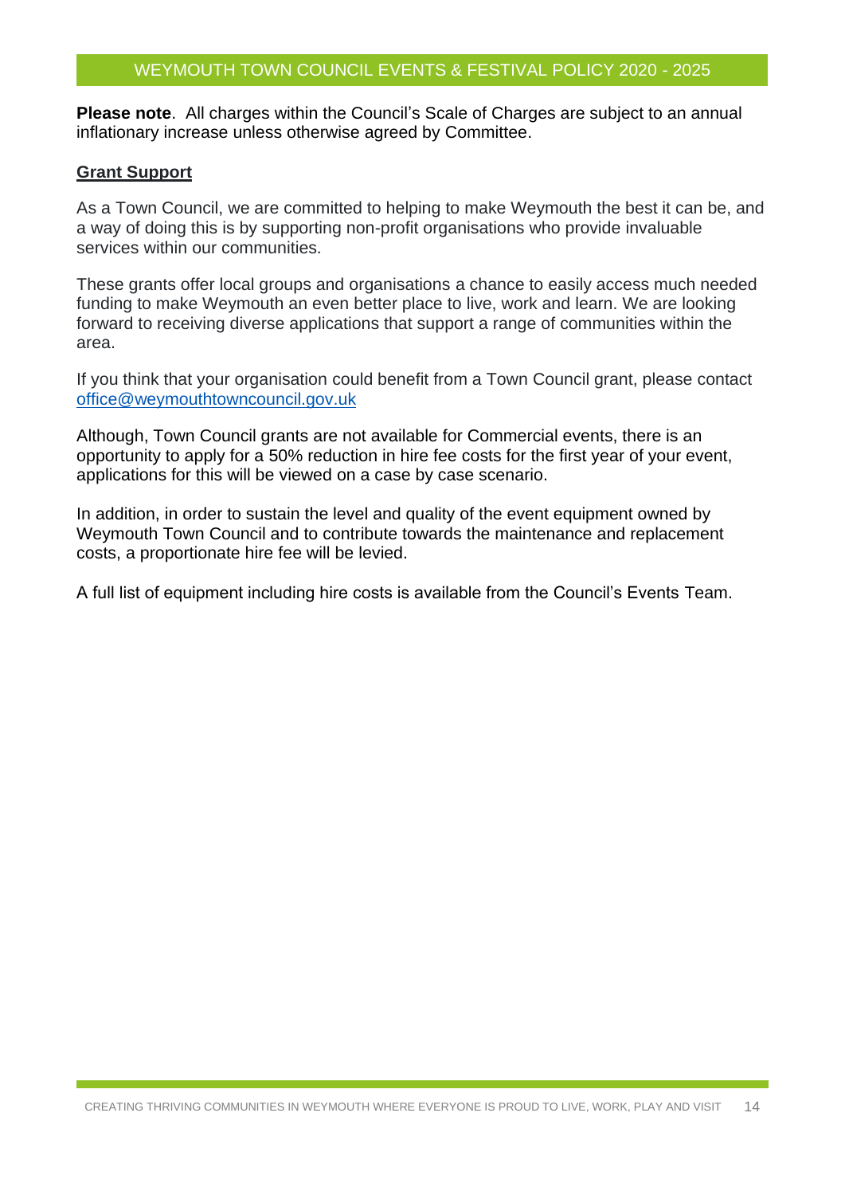**Please note**. All charges within the Council's Scale of Charges are subject to an annual inflationary increase unless otherwise agreed by Committee.

## Grant Support

As a Town Council, we are committed to helping to make Weymouth the best it can be, and a way of doing this is by supporting non-profit organisations who provide invaluable services within our communities.

These grants offer local groups and organisations a chance to easily access much needed funding to make Weymouth an even better place to live, work and learn. We are looking forward to receiving diverse applications that support a range of communities within the area.

If you think that your organisation could benefit from a Town Council grant, please contact office@weymouthtowncouncil.gov.uk

Although, Town Council grants are not available for Commercial events, there is an opportunity to apply for a 50% reduction in hire fee costs for the first year of your event, applications for this will be viewed on a case by case scenario.

In addition, in order to sustain the level and quality of the event equipment owned by Weymouth Town Council and to contribute towards the maintenance and replacement costs, a proportionate hire fee will be levied.

A full list of equipment including hire costs is available from the Council's Events Team.